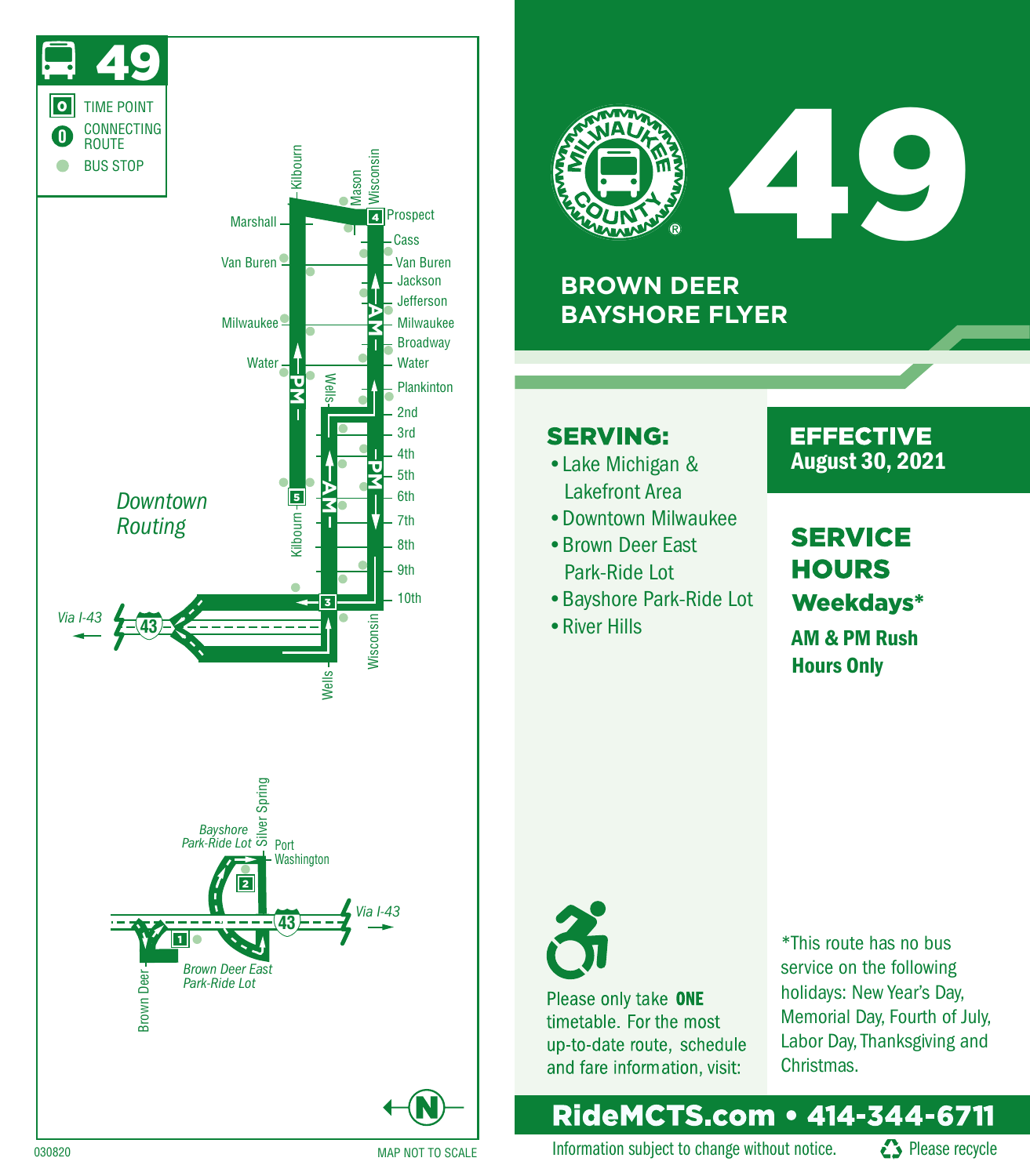# 49

## BROWN DEER BAYSHORE FLYER

### SERVING:

- Lake Michigan & Lakefront Area
- Downtown Milwaukee
- Brown Deer East Park-Ride Lot
- Bayshore Park-Ride Lot
- River Hills

### EFFECTIVE
**August 30, 2021**

### SERVICE HOURS
**Weekdays***

**AM & PM Rush Hours Only**

Please only take **ONE** timetable. For the most up-to-date route, schedule and fare information, visit:

*This route has no bus service on the following holidays: New Year's Day, Memorial Day, Fourth of July, Labor Day, Thanksgiving and Christmas.

**RideMCTS.com • 414-344-6711**

Information subject to change without notice. Please recycle

---

49

- TIME POINT
- CONNECTING ROUTE
- BUS STOP

*Downtown Routing*

Marshall, Van Buren, Milwaukee, Water, Kilbourn, Mason, Wisconsin, Prospect, Cass, Van Buren, Jackson, Jefferson, Milwaukee, Broadway, Water, Plankinton, 2nd, 3rd, 4th, 5th, 6th, 7th, 8th, 9th, 10th, Wells, Kilbourn, Wisconsin

*Via I-43*

*Bayshore Park-Ride Lot*, Silver Spring, Port Washington, *Via I-43*, Brown Deer, *Brown Deer East Park-Ride Lot*

030820

MAP NOT TO SCALE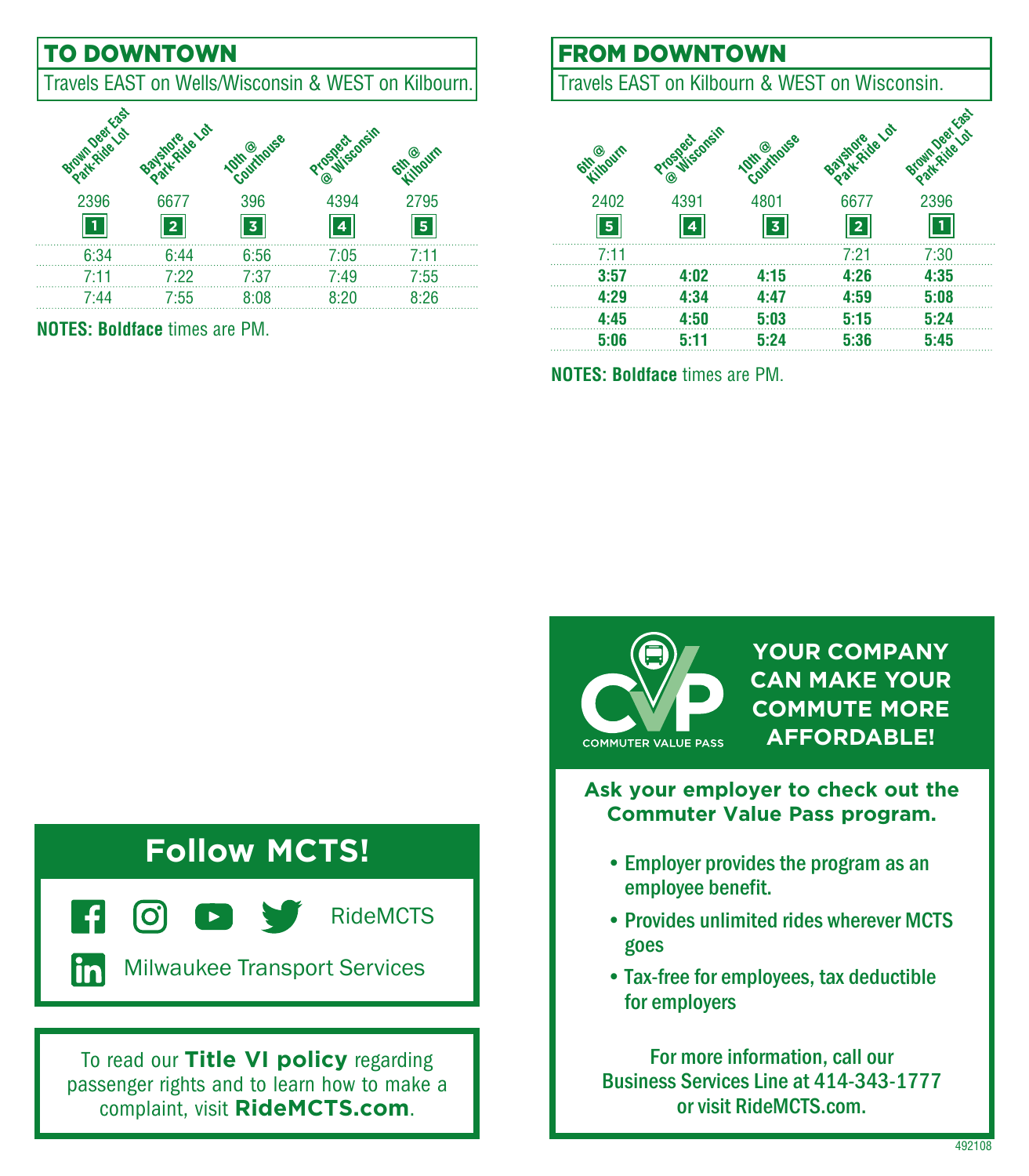## TO DOWNTOWN

Travels EAST on Wells/Wisconsin & WEST on Kilbourn.

| Brown Deer East Park-Ride Lot 2396 [1] | Bayshore Park-Ride Lot 6677 [2] | 10th @ Courthouse 396 [3] | Prospect @ Wisconsin 4394 [4] | 6th @ Kilbourn 2795 [5] |
|---|---|---|---|---|
| 6:34 | 6:44 | 6:56 | 7:05 | 7:11 |
| 7:11 | 7:22 | 7:37 | 7:49 | 7:55 |
| 7:44 | 7:55 | 8:08 | 8:20 | 8:26 |

**NOTES: Boldface** times are PM.

## FROM DOWNTOWN

Travels EAST on Kilbourn & WEST on Wisconsin.

| 6th @ Kilbourn 2402 [5] | Prospect @ Wisconsin 4391 [4] | 10th @ Courthouse 4801 [3] | Bayshore Park-Ride Lot 6677 [2] | Brown Deer East Park-Ride Lot 2396 [1] |
|---|---|---|---|---|
| 7:11 | | | 7:21 | 7:30 |
| **3:57** | **4:02** | **4:15** | **4:26** | **4:35** |
| **4:29** | **4:34** | **4:47** | **4:59** | **5:08** |
| **4:45** | **4:50** | **5:03** | **5:15** | **5:24** |
| **5:06** | **5:11** | **5:24** | **5:36** | **5:45** |

**NOTES: Boldface** times are PM.

## Follow MCTS!

RideMCTS

Milwaukee Transport Services

To read our **Title VI policy** regarding passenger rights and to learn how to make a complaint, visit **RideMCTS.com**.

CVP COMMUTER VALUE PASS

**YOUR COMPANY CAN MAKE YOUR COMMUTE MORE AFFORDABLE!**

**Ask your employer to check out the Commuter Value Pass program.**

- Employer provides the program as an employee benefit.
- Provides unlimited rides wherever MCTS goes
- Tax-free for employees, tax deductible for employers

For more information, call our Business Services Line at 414-343-1777 or visit RideMCTS.com.

492108